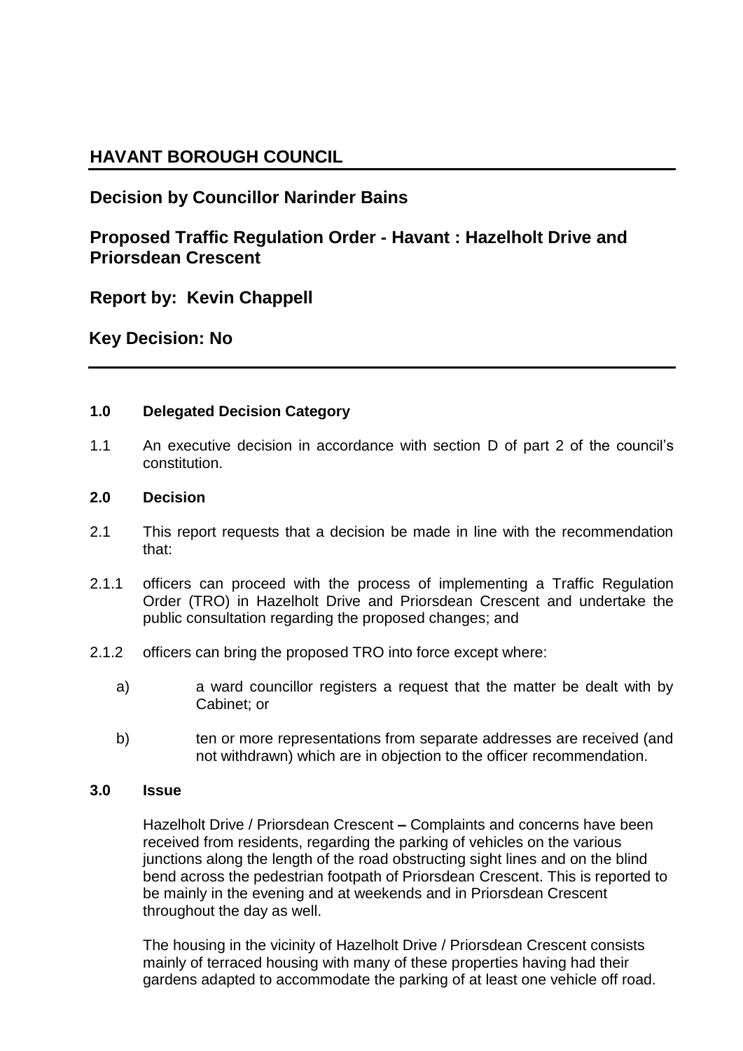# HAVANT BOROUGH COUNCIL

## Decision by Councillor Narinder Bains

## Proposed Traffic Regulation Order - Havant : Hazelholt Drive and Priorsdean Crescent

## Report by: Kevin Chappell

## Key Decision: No

---

**1.0 Delegated Decision Category**

1.1 An executive decision in accordance with section D of part 2 of the council's constitution.

**2.0 Decision**

2.1 This report requests that a decision be made in line with the recommendation that:

2.1.1 officers can proceed with the process of implementing a Traffic Regulation Order (TRO) in Hazelholt Drive and Priorsdean Crescent and undertake the public consultation regarding the proposed changes; and

2.1.2 officers can bring the proposed TRO into force except where:

a) a ward councillor registers a request that the matter be dealt with by Cabinet; or

b) ten or more representations from separate addresses are received (and not withdrawn) which are in objection to the officer recommendation.

**3.0 Issue**

Hazelholt Drive / Priorsdean Crescent **–** Complaints and concerns have been received from residents, regarding the parking of vehicles on the various junctions along the length of the road obstructing sight lines and on the blind bend across the pedestrian footpath of Priorsdean Crescent. This is reported to be mainly in the evening and at weekends and in Priorsdean Crescent throughout the day as well.

The housing in the vicinity of Hazelholt Drive / Priorsdean Crescent consists mainly of terraced housing with many of these properties having had their gardens adapted to accommodate the parking of at least one vehicle off road.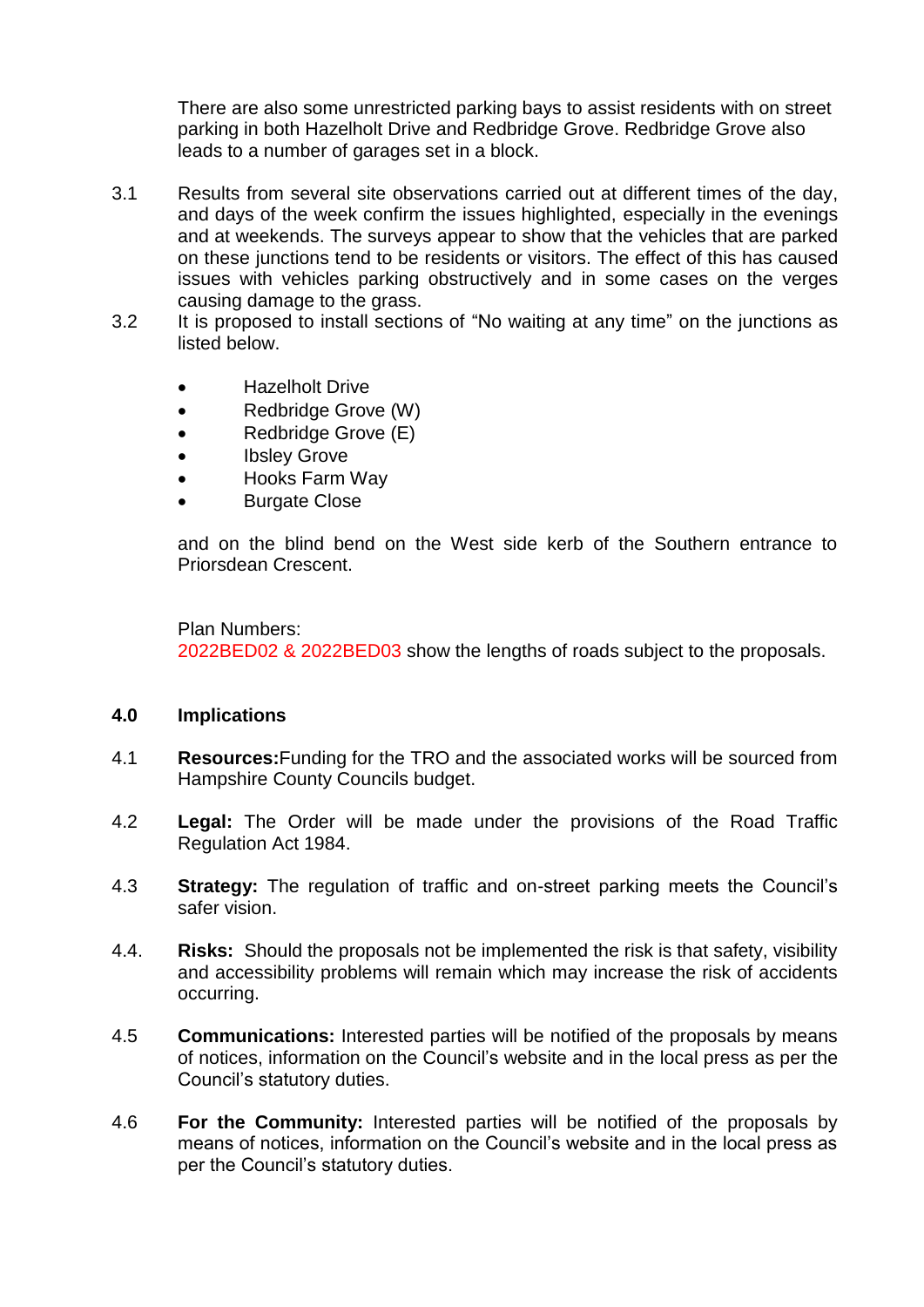There are also some unrestricted parking bays to assist residents with on street parking in both Hazelholt Drive and Redbridge Grove. Redbridge Grove also leads to a number of garages set in a block.

3.1 Results from several site observations carried out at different times of the day, and days of the week confirm the issues highlighted, especially in the evenings and at weekends. The surveys appear to show that the vehicles that are parked on these junctions tend to be residents or visitors. The effect of this has caused issues with vehicles parking obstructively and in some cases on the verges causing damage to the grass.

3.2 It is proposed to install sections of "No waiting at any time" on the junctions as listed below.

- Hazelholt Drive
- Redbridge Grove (W)
- Redbridge Grove (E)
- Ibsley Grove
- Hooks Farm Way
- Burgate Close

and on the blind bend on the West side kerb of the Southern entrance to Priorsdean Crescent.

Plan Numbers:
2022BED02 & 2022BED03 show the lengths of roads subject to the proposals.

## 4.0 Implications

4.1 **Resources:** Funding for the TRO and the associated works will be sourced from Hampshire County Councils budget.

4.2 **Legal:** The Order will be made under the provisions of the Road Traffic Regulation Act 1984.

4.3 **Strategy:** The regulation of traffic and on-street parking meets the Council's safer vision.

4.4. **Risks:** Should the proposals not be implemented the risk is that safety, visibility and accessibility problems will remain which may increase the risk of accidents occurring.

4.5 **Communications:** Interested parties will be notified of the proposals by means of notices, information on the Council's website and in the local press as per the Council's statutory duties.

4.6 **For the Community:** Interested parties will be notified of the proposals by means of notices, information on the Council's website and in the local press as per the Council's statutory duties.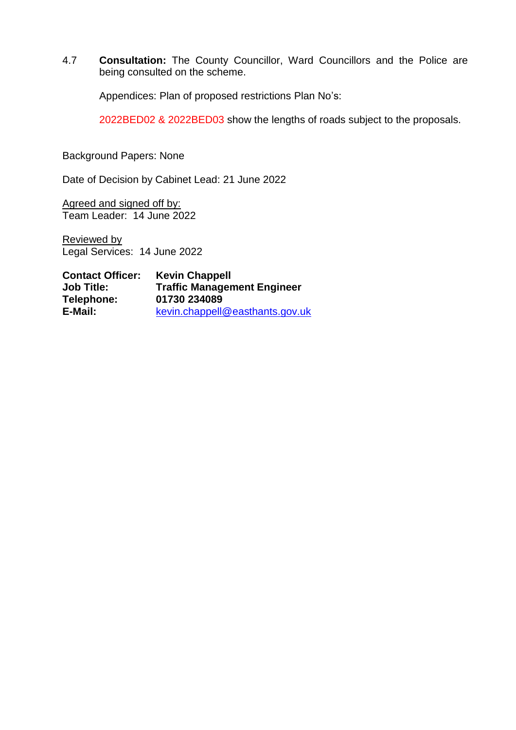4.7 **Consultation:** The County Councillor, Ward Councillors and the Police are being consulted on the scheme.

Appendices: Plan of proposed restrictions Plan No's:

2022BED02 & 2022BED03 show the lengths of roads subject to the proposals.

Background Papers: None

Date of Decision by Cabinet Lead: 21 June 2022

Agreed and signed off by:
Team Leader: 14 June 2022

Reviewed by
Legal Services: 14 June 2022

| | |
|---|---|
| **Contact Officer:** | **Kevin Chappell** |
| **Job Title:** | **Traffic Management Engineer** |
| **Telephone:** | **01730 234089** |
| **E-Mail:** | kevin.chappell@easthants.gov.uk |